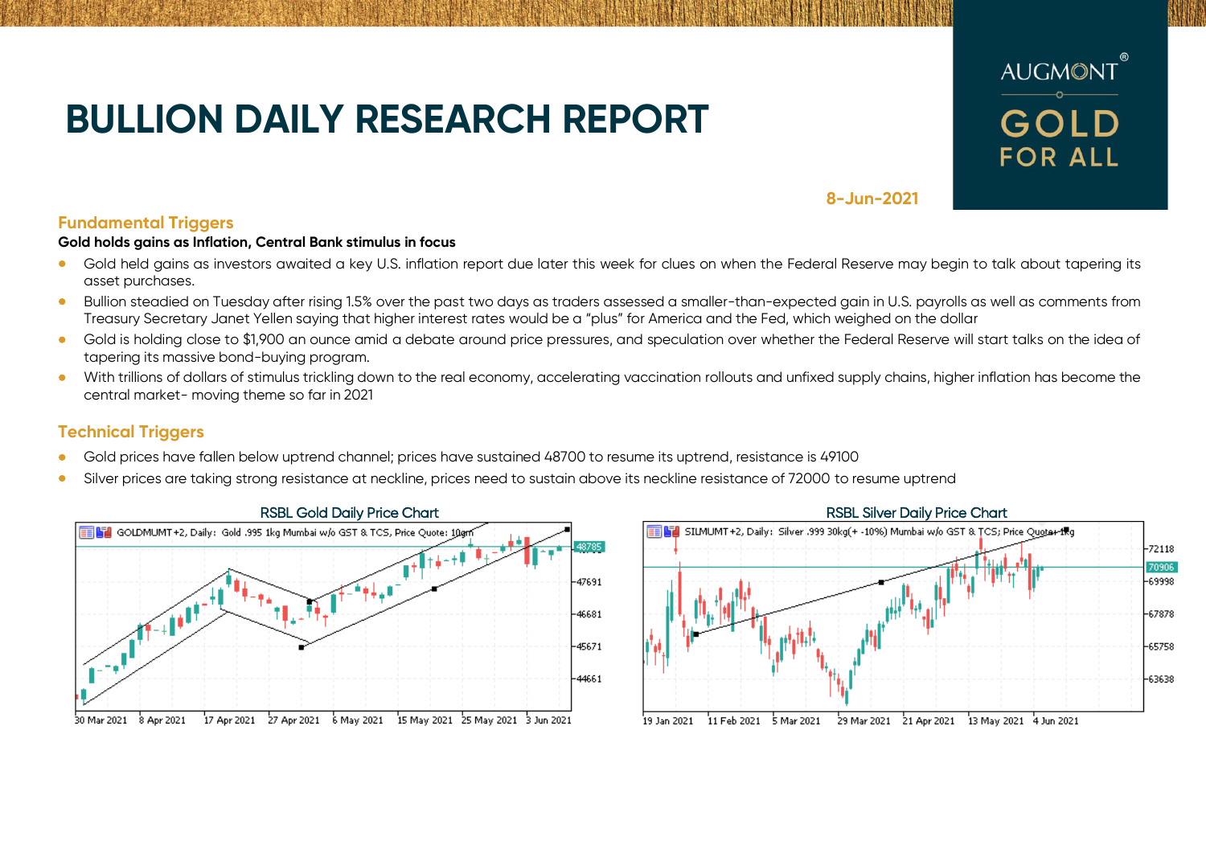# BULLION DAILY RESEARCH REPORT

8-Jun-2021

## Fundamental Triggers

**Gold holds gains as Inflation, Central Bank stimulus in focus**

- Gold held gains as investors awaited a key U.S. inflation report due later this week for clues on when the Federal Reserve may begin to talk about tapering its asset purchases.
- Bullion steadied on Tuesday after rising 1.5% over the past two days as traders assessed a smaller-than-expected gain in U.S. payrolls as well as comments from Treasury Secretary Janet Yellen saying that higher interest rates would be a "plus" for America and the Fed, which weighed on the dollar
- Gold is holding close to $1,900 an ounce amid a debate around price pressures, and speculation over whether the Federal Reserve will start talks on the idea of tapering its massive bond-buying program.
- With trillions of dollars of stimulus trickling down to the real economy, accelerating vaccination rollouts and unfixed supply chains, higher inflation has become the central market- moving theme so far in 2021

## Technical Triggers

- Gold prices have fallen below uptrend channel; prices have sustained 48700 to resume its uptrend, resistance is 49100
- Silver prices are taking strong resistance at neckline, prices need to sustain above its neckline resistance of 72000 to resume uptrend

RSBL Gold Daily Price Chart

RSBL Silver Daily Price Chart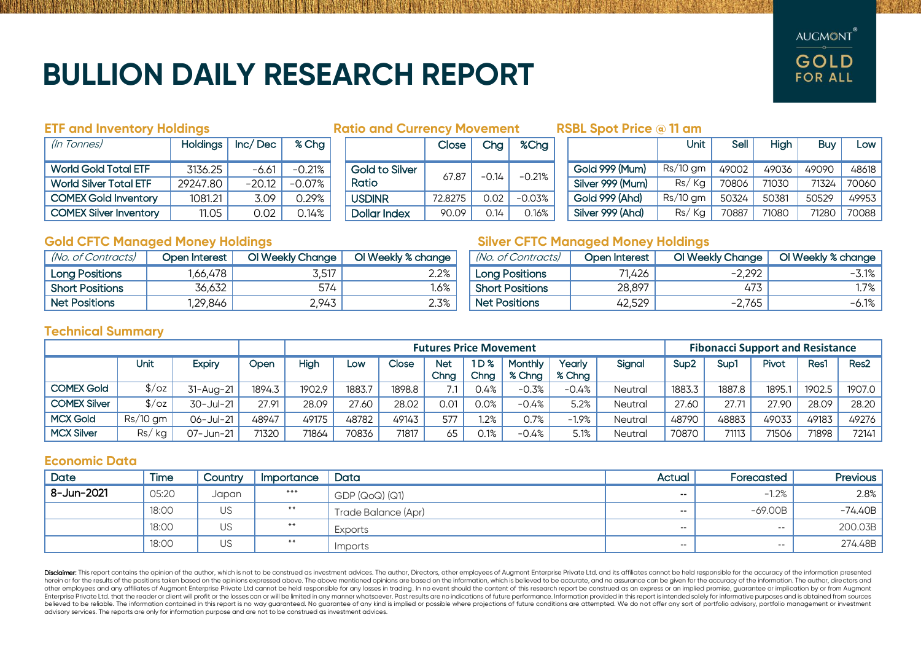# BULLION DAILY RESEARCH REPORT

AUGMONT GOLD FOR ALL

## ETF and Inventory Holdings

| (In Tonnes) | Holdings | Inc/ Dec | % Chg |
|---|---|---|---|
| World Gold Total ETF | 3136.25 | -6.61 | -0.21% |
| World Silver Total ETF | 29247.80 | -20.12 | -0.07% |
| COMEX Gold Inventory | 1081.21 | 3.09 | 0.29% |
| COMEX Silver Inventory | 11.05 | 0.02 | 0.14% |

## Ratio and Currency Movement

| | Close | Chg | %Chg |
|---|---|---|---|
| Gold to Silver Ratio | 67.87 | -0.14 | -0.21% |
| USDINR | 72.8275 | 0.02 | -0.03% |
| Dollar Index | 90.09 | 0.14 | 0.16% |

## RSBL Spot Price @ 11 am

| | Unit | Sell | High | Buy | Low |
|---|---|---|---|---|---|
| Gold 999 (Mum) | Rs/10 gm | 49002 | 49036 | 49090 | 48618 |
| Silver 999 (Mum) | Rs/ Kg | 70806 | 71030 | 71324 | 70060 |
| Gold 999 (Ahd) | Rs/10 gm | 50324 | 50381 | 50529 | 49953 |
| Silver 999 (Ahd) | Rs/ Kg | 70887 | 71080 | 71280 | 70088 |

## Gold CFTC Managed Money Holdings

| (No. of Contracts) | Open Interest | OI Weekly Change | OI Weekly % change |
|---|---|---|---|
| Long Positions | 1,66,478 | 3,517 | 2.2% |
| Short Positions | 36,632 | 574 | 1.6% |
| Net Positions | 1,29,846 | 2,943 | 2.3% |

## Silver CFTC Managed Money Holdings

| (No. of Contracts) | Open Interest | OI Weekly Change | OI Weekly % change |
|---|---|---|---|
| Long Positions | 71,426 | -2,292 | -3.1% |
| Short Positions | 28,897 | 473 | 1.7% |
| Net Positions | 42,529 | -2,765 | -6.1% |

## Technical Summary

| | | | Futures Price Movement | | | | | | | | | Fibonacci Support and Resistance | | | | |
|---|---|---|---|---|---|---|---|---|---|---|---|---|---|---|---|---|
| | Unit | Expiry | Open | High | Low | Close | Net Chng | 1 D % Chng | Monthly % Chng | Yearly % Chng | Signal | Sup2 | Sup1 | Pivot | Res1 | Res2 |
| COMEX Gold | $/oz | 31-Aug-21 | 1894.3 | 1902.9 | 1883.7 | 1898.8 | 7.1 | 0.4% | -0.3% | -0.4% | Neutral | 1883.3 | 1887.8 | 1895.1 | 1902.5 | 1907.0 |
| COMEX Silver | $/oz | 30-Jul-21 | 27.91 | 28.09 | 27.60 | 28.02 | 0.01 | 0.0% | -0.4% | 5.2% | Neutral | 27.60 | 27.71 | 27.90 | 28.09 | 28.20 |
| MCX Gold | Rs/10 gm | 06-Jul-21 | 48947 | 49175 | 48782 | 49143 | 577 | 1.2% | 0.7% | -1.9% | Neutral | 48790 | 48883 | 49033 | 49183 | 49276 |
| MCX Silver | Rs/ kg | 07-Jun-21 | 71320 | 71864 | 70836 | 71817 | 65 | 0.1% | -0.4% | 5.1% | Neutral | 70870 | 71113 | 71506 | 71898 | 72141 |

## Economic Data

| Date | Time | Country | Importance | Data | Actual | Forecasted | Previous |
|---|---|---|---|---|---|---|---|
| 8-Jun-2021 | 05:20 | Japan | *** | GDP (QoQ) (Q1) | -- | -1.2% | 2.8% |
| | 18:00 | US | ** | Trade Balance (Apr) | -- | -69.00B | -74.40B |
| | 18:00 | US | ** | Exports | -- | -- | 200.03B |
| | 18:00 | US | ** | Imports | -- | -- | 274.48B |

**Disclaimer:** This report contains the opinion of the author, which is not to be construed as investment advices. The author, Directors, other employees of Augmont Enterprise Private Ltd. and its affiliates cannot be held responsible for the accuracy of the information presented herein or for the results of the positions taken based on the opinions expressed above. The above mentioned opinions are based on the information, which is believed to be accurate, and no assurance can be given for the accuracy of the information. The author, directors and other employees and any affiliates of Augmont Enterprise Private Ltd cannot be held responsible for any losses in trading. In no event should the content of this research report be construed as an express or an implied promise, guarantee or implication by or from Augmont Enterprise Private Ltd. that the reader or client will profit or the losses can or will be limited in any manner whatsoever. Past results are no indications of future performance. Information provided in this report is intended solely for informative purposes and is obtained from sources believed to be reliable. The information contained in this report is no way guaranteed. No guarantee of any kind is implied or possible where projections of future conditions are attempted. We do not offer any sort of portfolio advisory, portfolio management or investment advisory services. The reports are only for information purpose and are not to be construed as investment advices.